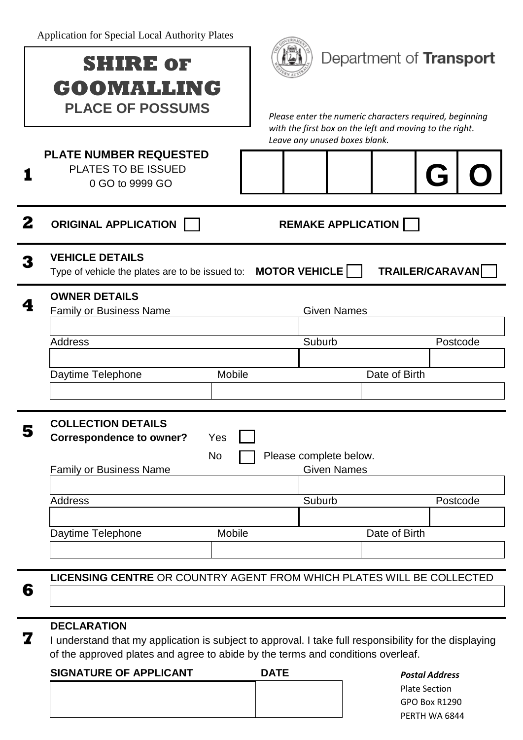Application for Special Local Authority Plates

# SHIRE OF GOOMALLING

**PLACE OF POSSUMS**

Department of **Transport**

*Please enter the numeric characters required, beginning with the first box on the left and moving to the right. Leave any unused boxes blank.*

## 1 PLATE NUMBER REQUESTED

PLATES TO BE ISSUED

0 GO to 9999 GO

| | | | | | |
|---|---|---|---|---|---|
| | | | | **G** | **O** |

## 2

**ORIGINAL APPLICATION** ☐ **REMAKE APPLICATION** ☐

## 3 VEHICLE DETAILS

Type of vehicle the plates are to be issued to: **MOTOR VEHICLE** ☐ **TRAILER/CARAVAN** ☐

## 4 OWNER DETAILS

| Family or Business Name | Given Names | |
|---|---|---|
| | | |
| **Address** | **Suburb** | **Postcode** |
| | | |

| Daytime Telephone | Mobile | Date of Birth |
|---|---|---|
| | | |

## 5 COLLECTION DETAILS

**Correspondence to owner?** Yes ☐

No ☐ Please complete below.

| Family or Business Name | Given Names | |
|---|---|---|
| | | |
| **Address** | **Suburb** | **Postcode** |
| | | |

| Daytime Telephone | Mobile | Date of Birth |
|---|---|---|
| | | |

## 6

**LICENSING CENTRE** OR COUNTRY AGENT FROM WHICH PLATES WILL BE COLLECTED

| |
|---|
| |

## 7 DECLARATION

I understand that my application is subject to approval. I take full responsibility for the displaying of the approved plates and agree to abide by the terms and conditions overleaf.

| SIGNATURE OF APPLICANT | DATE |
|---|---|
| | |

***Postal Address***

Plate Section

GPO Box R1290

PERTH WA 6844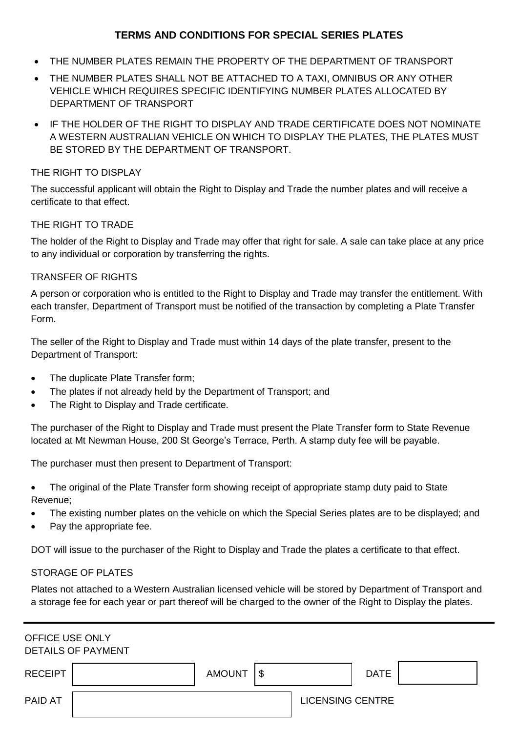## TERMS AND CONDITIONS FOR SPECIAL SERIES PLATES

- THE NUMBER PLATES REMAIN THE PROPERTY OF THE DEPARTMENT OF TRANSPORT
- THE NUMBER PLATES SHALL NOT BE ATTACHED TO A TAXI, OMNIBUS OR ANY OTHER VEHICLE WHICH REQUIRES SPECIFIC IDENTIFYING NUMBER PLATES ALLOCATED BY DEPARTMENT OF TRANSPORT
- IF THE HOLDER OF THE RIGHT TO DISPLAY AND TRADE CERTIFICATE DOES NOT NOMINATE A WESTERN AUSTRALIAN VEHICLE ON WHICH TO DISPLAY THE PLATES, THE PLATES MUST BE STORED BY THE DEPARTMENT OF TRANSPORT.

### THE RIGHT TO DISPLAY

The successful applicant will obtain the Right to Display and Trade the number plates and will receive a certificate to that effect.

### THE RIGHT TO TRADE

The holder of the Right to Display and Trade may offer that right for sale. A sale can take place at any price to any individual or corporation by transferring the rights.

### TRANSFER OF RIGHTS

A person or corporation who is entitled to the Right to Display and Trade may transfer the entitlement. With each transfer, Department of Transport must be notified of the transaction by completing a Plate Transfer Form.

The seller of the Right to Display and Trade must within 14 days of the plate transfer, present to the Department of Transport:

- The duplicate Plate Transfer form;
- The plates if not already held by the Department of Transport; and
- The Right to Display and Trade certificate.

The purchaser of the Right to Display and Trade must present the Plate Transfer form to State Revenue located at Mt Newman House, 200 St George's Terrace, Perth. A stamp duty fee will be payable.

The purchaser must then present to Department of Transport:

- The original of the Plate Transfer form showing receipt of appropriate stamp duty paid to State Revenue;
- The existing number plates on the vehicle on which the Special Series plates are to be displayed; and
- Pay the appropriate fee.

DOT will issue to the purchaser of the Right to Display and Trade the plates a certificate to that effect.

### STORAGE OF PLATES

Plates not attached to a Western Australian licensed vehicle will be stored by Department of Transport and a storage fee for each year or part thereof will be charged to the owner of the Right to Display the plates.

---

OFFICE USE ONLY
DETAILS OF PAYMENT

| | | | | | |
|---|---|---|---|---|---|
| RECEIPT | | AMOUNT | $ | DATE | |
| PAID AT | | | LICENSING CENTRE | | |